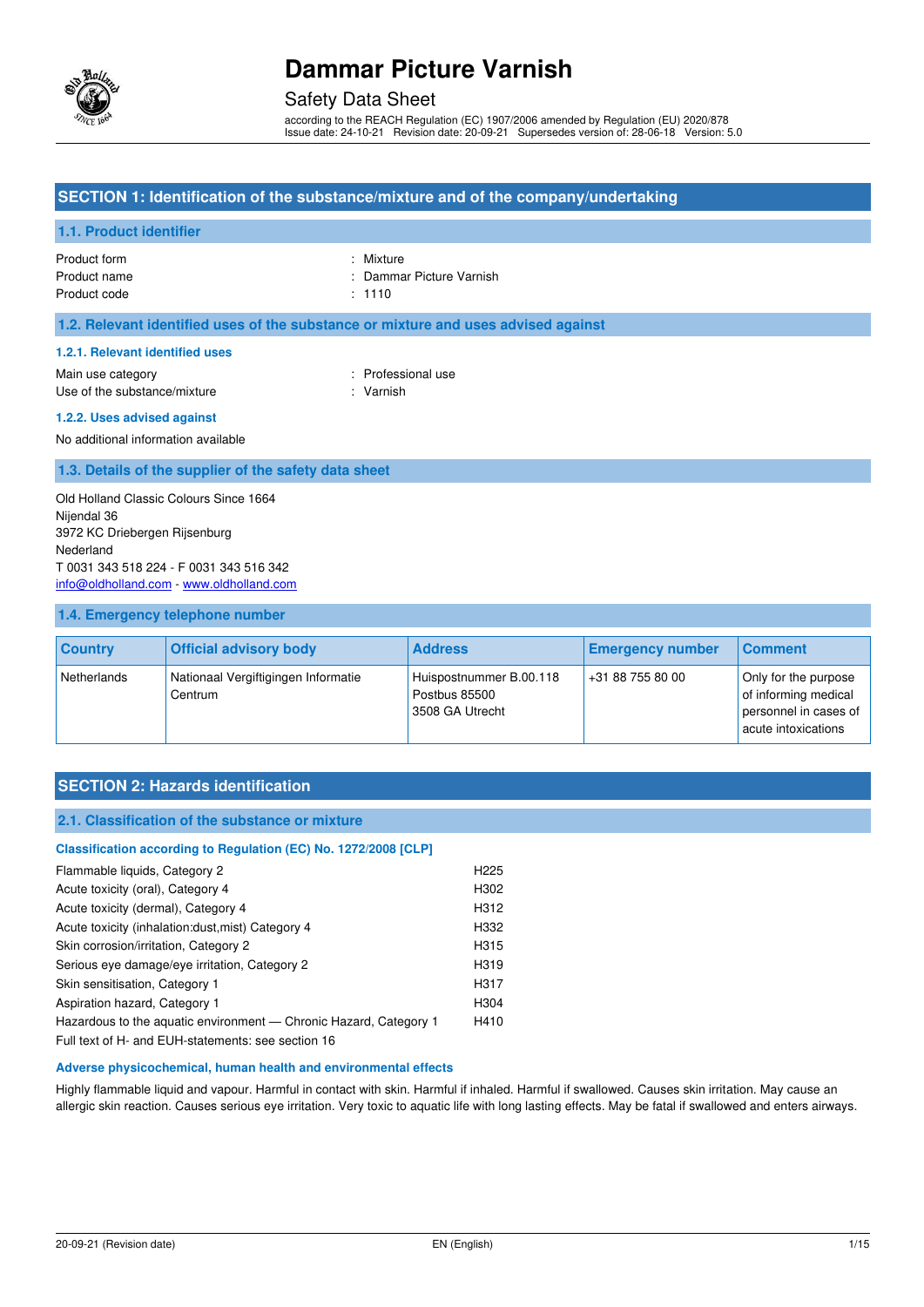# Dammar Picture Varnish

Safety Data Sheet

according to the REACH Regulation (EC) 1907/2006 amended by Regulation (EU) 2020/878
Issue date: 24-10-21 Revision date: 20-09-21 Supersedes version of: 28-06-18 Version: 5.0

## SECTION 1: Identification of the substance/mixture and of the company/undertaking

### 1.1. Product identifier

| | |
|---|---|
| Product form | : Mixture |
| Product name | : Dammar Picture Varnish |
| Product code | : 1110 |

### 1.2. Relevant identified uses of the substance or mixture and uses advised against

#### 1.2.1. Relevant identified uses

| | |
|---|---|
| Main use category | : Professional use |
| Use of the substance/mixture | : Varnish |

#### 1.2.2. Uses advised against

No additional information available

### 1.3. Details of the supplier of the safety data sheet

Old Holland Classic Colours Since 1664
Nijendal 36
3972 KC Driebergen Rijsenburg
Nederland
T 0031 343 518 224 - F 0031 343 516 342
info@oldholland.com - www.oldholland.com

### 1.4. Emergency telephone number

| Country | Official advisory body | Address | Emergency number | Comment |
|---|---|---|---|---|
| Netherlands | Nationaal Vergiftigingen Informatie Centrum | Huispostnummer B.00.118 Postbus 85500 3508 GA Utrecht | +31 88 755 80 00 | Only for the purpose of informing medical personnel in cases of acute intoxications |

## SECTION 2: Hazards identification

### 2.1. Classification of the substance or mixture

#### Classification according to Regulation (EC) No. 1272/2008 [CLP]

| | |
|---|---|
| Flammable liquids, Category 2 | H225 |
| Acute toxicity (oral), Category 4 | H302 |
| Acute toxicity (dermal), Category 4 | H312 |
| Acute toxicity (inhalation:dust,mist) Category 4 | H332 |
| Skin corrosion/irritation, Category 2 | H315 |
| Serious eye damage/eye irritation, Category 2 | H319 |
| Skin sensitisation, Category 1 | H317 |
| Aspiration hazard, Category 1 | H304 |
| Hazardous to the aquatic environment — Chronic Hazard, Category 1 | H410 |

Full text of H- and EUH-statements: see section 16

#### Adverse physicochemical, human health and environmental effects

Highly flammable liquid and vapour. Harmful in contact with skin. Harmful if inhaled. Harmful if swallowed. Causes skin irritation. May cause an allergic skin reaction. Causes serious eye irritation. Very toxic to aquatic life with long lasting effects. May be fatal if swallowed and enters airways.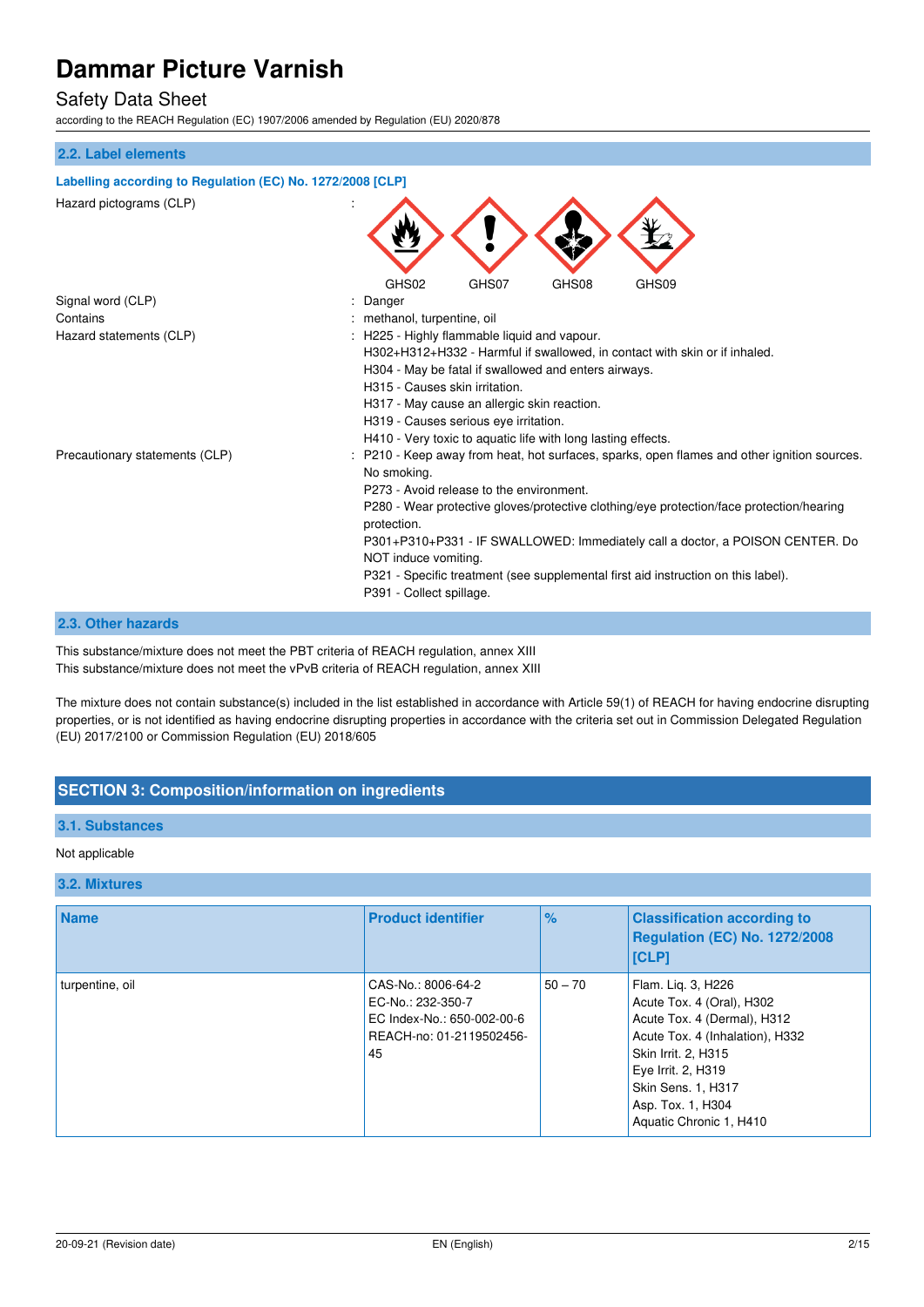### 2.2. Label elements

**Labelling according to Regulation (EC) No. 1272/2008 [CLP]**

Hazard pictograms (CLP) :

GHS02 GHS07 GHS08 GHS09

Signal word (CLP) : Danger

Contains : methanol, turpentine, oil

Hazard statements (CLP) : H225 - Highly flammable liquid and vapour.
H302+H312+H332 - Harmful if swallowed, in contact with skin or if inhaled.
H304 - May be fatal if swallowed and enters airways.
H315 - Causes skin irritation.
H317 - May cause an allergic skin reaction.
H319 - Causes serious eye irritation.
H410 - Very toxic to aquatic life with long lasting effects.

Precautionary statements (CLP) : P210 - Keep away from heat, hot surfaces, sparks, open flames and other ignition sources. No smoking.
P273 - Avoid release to the environment.
P280 - Wear protective gloves/protective clothing/eye protection/face protection/hearing protection.
P301+P310+P331 - IF SWALLOWED: Immediately call a doctor, a POISON CENTER. Do NOT induce vomiting.
P321 - Specific treatment (see supplemental first aid instruction on this label).
P391 - Collect spillage.

### 2.3. Other hazards

This substance/mixture does not meet the PBT criteria of REACH regulation, annex XIII
This substance/mixture does not meet the vPvB criteria of REACH regulation, annex XIII

The mixture does not contain substance(s) included in the list established in accordance with Article 59(1) of REACH for having endocrine disrupting properties, or is not identified as having endocrine disrupting properties in accordance with the criteria set out in Commission Delegated Regulation (EU) 2017/2100 or Commission Regulation (EU) 2018/605

## SECTION 3: Composition/information on ingredients

### 3.1. Substances

Not applicable

### 3.2. Mixtures

| Name | Product identifier | % | Classification according to Regulation (EC) No. 1272/2008 [CLP] |
|---|---|---|---|
| turpentine, oil | CAS-No.: 8006-64-2<br>EC-No.: 232-350-7<br>EC Index-No.: 650-002-00-6<br>REACH-no: 01-2119502456-45 | 50 – 70 | Flam. Liq. 3, H226<br>Acute Tox. 4 (Oral), H302<br>Acute Tox. 4 (Dermal), H312<br>Acute Tox. 4 (Inhalation), H332<br>Skin Irrit. 2, H315<br>Eye Irrit. 2, H319<br>Skin Sens. 1, H317<br>Asp. Tox. 1, H304<br>Aquatic Chronic 1, H410 |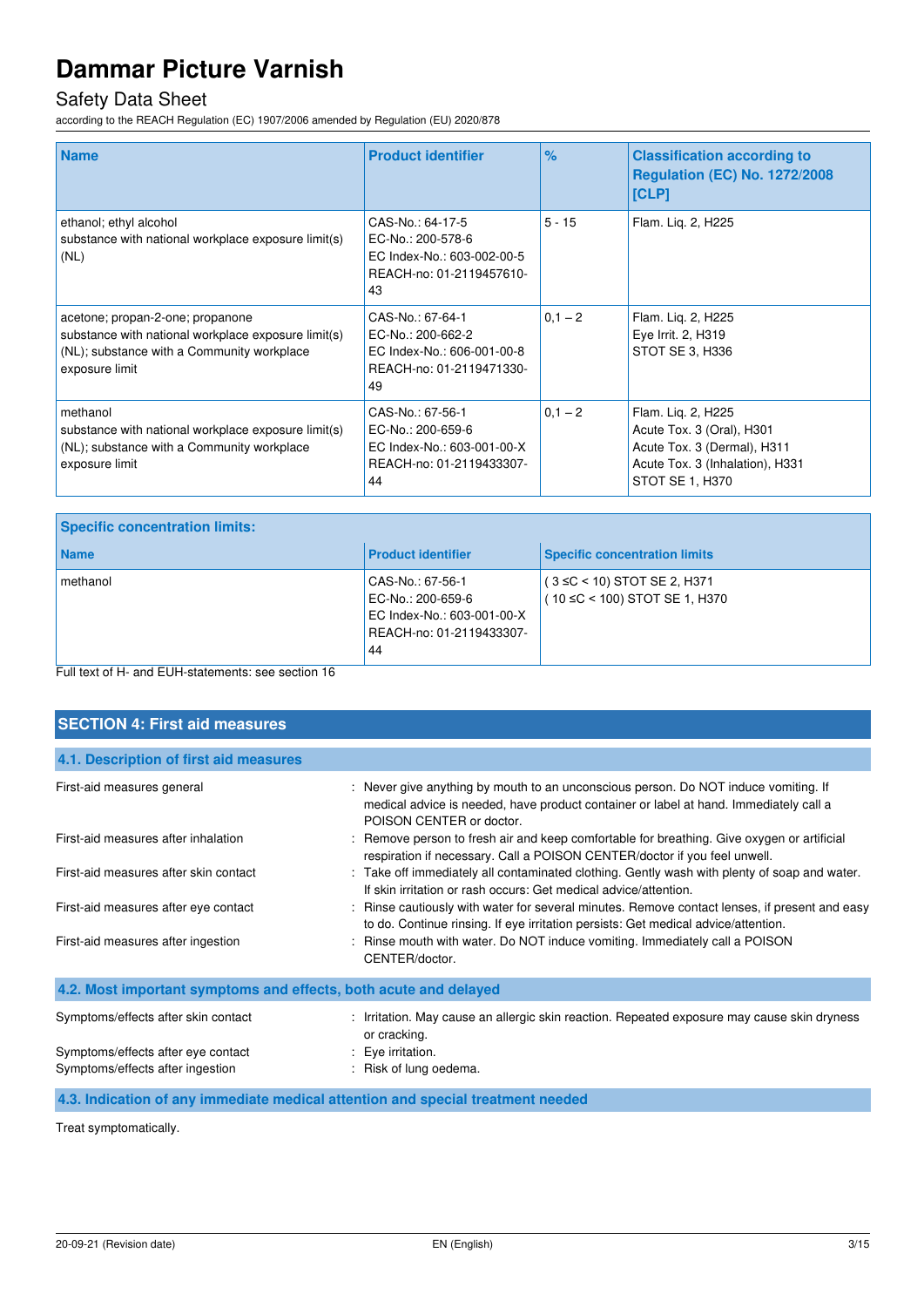| Name | Product identifier | % | Classification according to Regulation (EC) No. 1272/2008 [CLP] |
|---|---|---|---|
| ethanol; ethyl alcohol<br>substance with national workplace exposure limit(s) (NL) | CAS-No.: 64-17-5<br>EC-No.: 200-578-6<br>EC Index-No.: 603-002-00-5<br>REACH-no: 01-2119457610-43 | 5 - 15 | Flam. Liq. 2, H225 |
| acetone; propan-2-one; propanone<br>substance with national workplace exposure limit(s) (NL); substance with a Community workplace exposure limit | CAS-No.: 67-64-1<br>EC-No.: 200-662-2<br>EC Index-No.: 606-001-00-8<br>REACH-no: 01-2119471330-49 | 0,1 – 2 | Flam. Liq. 2, H225<br>Eye Irrit. 2, H319<br>STOT SE 3, H336 |
| methanol<br>substance with national workplace exposure limit(s) (NL); substance with a Community workplace exposure limit | CAS-No.: 67-56-1<br>EC-No.: 200-659-6<br>EC Index-No.: 603-001-00-X<br>REACH-no: 01-2119433307-44 | 0,1 – 2 | Flam. Liq. 2, H225<br>Acute Tox. 3 (Oral), H301<br>Acute Tox. 3 (Dermal), H311<br>Acute Tox. 3 (Inhalation), H331<br>STOT SE 1, H370 |

**Specific concentration limits:**

| Name | Product identifier | Specific concentration limits |
|---|---|---|
| methanol | CAS-No.: 67-56-1<br>EC-No.: 200-659-6<br>EC Index-No.: 603-001-00-X<br>REACH-no: 01-2119433307-44 | ( 3 ≤C < 10) STOT SE 2, H371<br>( 10 ≤C < 100) STOT SE 1, H370 |

Full text of H- and EUH-statements: see section 16

## SECTION 4: First aid measures

### 4.1. Description of first aid measures

First-aid measures general : Never give anything by mouth to an unconscious person. Do NOT induce vomiting. If medical advice is needed, have product container or label at hand. Immediately call a POISON CENTER or doctor.

First-aid measures after inhalation : Remove person to fresh air and keep comfortable for breathing. Give oxygen or artificial respiration if necessary. Call a POISON CENTER/doctor if you feel unwell.

First-aid measures after skin contact : Take off immediately all contaminated clothing. Gently wash with plenty of soap and water. If skin irritation or rash occurs: Get medical advice/attention.

First-aid measures after eye contact : Rinse cautiously with water for several minutes. Remove contact lenses, if present and easy to do. Continue rinsing. If eye irritation persists: Get medical advice/attention.

First-aid measures after ingestion : Rinse mouth with water. Do NOT induce vomiting. Immediately call a POISON CENTER/doctor.

### 4.2. Most important symptoms and effects, both acute and delayed

Symptoms/effects after skin contact : Irritation. May cause an allergic skin reaction. Repeated exposure may cause skin dryness or cracking.

Symptoms/effects after eye contact : Eye irritation.

Symptoms/effects after ingestion : Risk of lung oedema.

### 4.3. Indication of any immediate medical attention and special treatment needed

Treat symptomatically.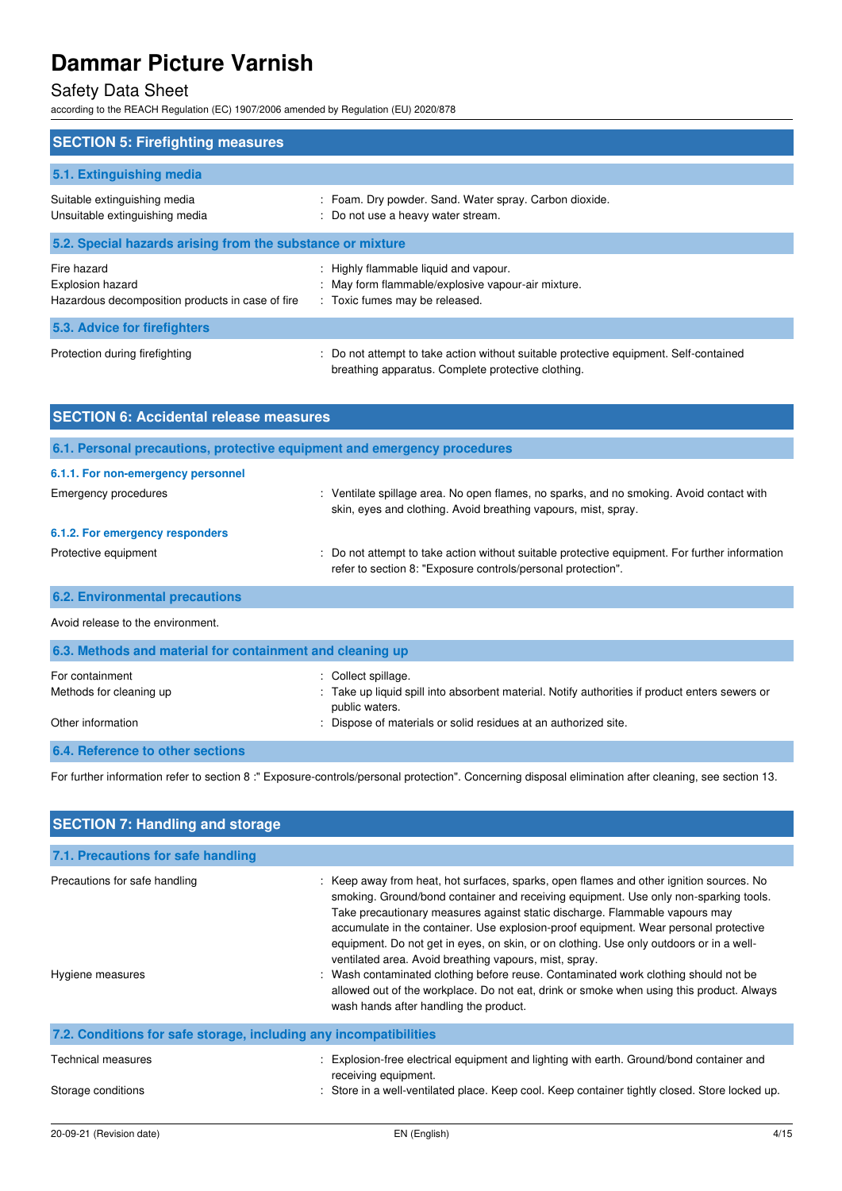## SECTION 5: Firefighting measures

### 5.1. Extinguishing media

| | |
|---|---|
| Suitable extinguishing media | : Foam. Dry powder. Sand. Water spray. Carbon dioxide. |
| Unsuitable extinguishing media | : Do not use a heavy water stream. |

### 5.2. Special hazards arising from the substance or mixture

| | |
|---|---|
| Fire hazard | : Highly flammable liquid and vapour. |
| Explosion hazard | : May form flammable/explosive vapour-air mixture. |
| Hazardous decomposition products in case of fire | : Toxic fumes may be released. |

### 5.3. Advice for firefighters

| | |
|---|---|
| Protection during firefighting | : Do not attempt to take action without suitable protective equipment. Self-contained breathing apparatus. Complete protective clothing. |

## SECTION 6: Accidental release measures

### 6.1. Personal precautions, protective equipment and emergency procedures

#### 6.1.1. For non-emergency personnel

| | |
|---|---|
| Emergency procedures | : Ventilate spillage area. No open flames, no sparks, and no smoking. Avoid contact with skin, eyes and clothing. Avoid breathing vapours, mist, spray. |

#### 6.1.2. For emergency responders

| | |
|---|---|
| Protective equipment | : Do not attempt to take action without suitable protective equipment. For further information refer to section 8: "Exposure controls/personal protection". |

### 6.2. Environmental precautions

Avoid release to the environment.

### 6.3. Methods and material for containment and cleaning up

| | |
|---|---|
| For containment | : Collect spillage. |
| Methods for cleaning up | : Take up liquid spill into absorbent material. Notify authorities if product enters sewers or public waters. |
| Other information | : Dispose of materials or solid residues at an authorized site. |

### 6.4. Reference to other sections

For further information refer to section 8 :" Exposure-controls/personal protection". Concerning disposal elimination after cleaning, see section 13.

## SECTION 7: Handling and storage

### 7.1. Precautions for safe handling

| | |
|---|---|
| Precautions for safe handling | : Keep away from heat, hot surfaces, sparks, open flames and other ignition sources. No smoking. Ground/bond container and receiving equipment. Use only non-sparking tools. Take precautionary measures against static discharge. Flammable vapours may accumulate in the container. Use explosion-proof equipment. Wear personal protective equipment. Do not get in eyes, on skin, or on clothing. Use only outdoors or in a well-ventilated area. Avoid breathing vapours, mist, spray. |
| Hygiene measures | : Wash contaminated clothing before reuse. Contaminated work clothing should not be allowed out of the workplace. Do not eat, drink or smoke when using this product. Always wash hands after handling the product. |

### 7.2. Conditions for safe storage, including any incompatibilities

| | |
|---|---|
| Technical measures | : Explosion-free electrical equipment and lighting with earth. Ground/bond container and receiving equipment. |
| Storage conditions | : Store in a well-ventilated place. Keep cool. Keep container tightly closed. Store locked up. |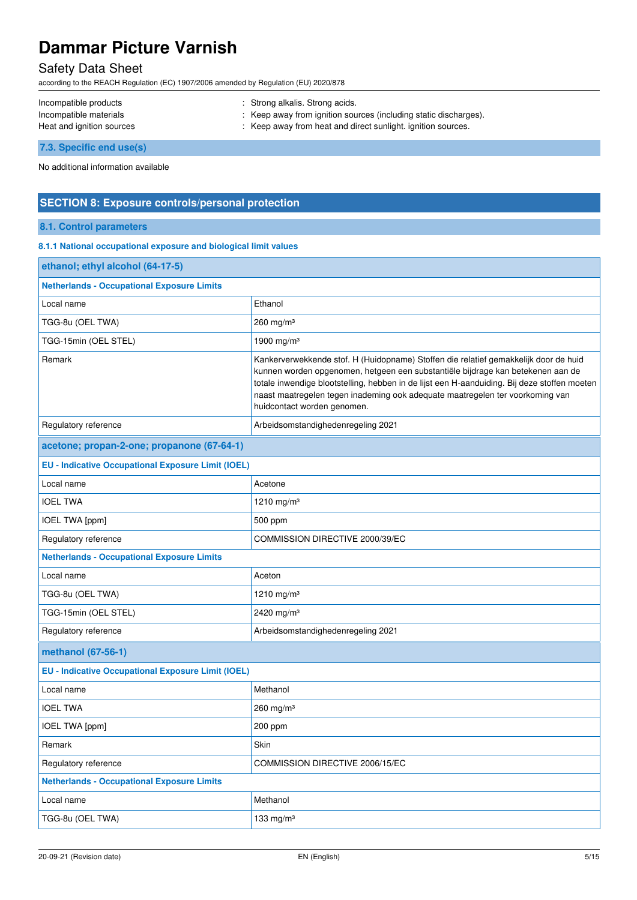| | | |
|---|---|---|
| Incompatible products | : | Strong alkalis. Strong acids. |
| Incompatible materials | : | Keep away from ignition sources (including static discharges). |
| Heat and ignition sources | : | Keep away from heat and direct sunlight. ignition sources. |

### 7.3. Specific end use(s)

No additional information available

## SECTION 8: Exposure controls/personal protection

### 8.1. Control parameters

#### 8.1.1 National occupational exposure and biological limit values

| **ethanol; ethyl alcohol (64-17-5)** | |
|---|---|
| **Netherlands - Occupational Exposure Limits** | |
| Local name | Ethanol |
| TGG-8u (OEL TWA) | 260 mg/m³ |
| TGG-15min (OEL STEL) | 1900 mg/m³ |
| Remark | Kankerverwekkende stof. H (Huidopname) Stoffen die relatief gemakkelijk door de huid kunnen worden opgenomen, hetgeen een substantiële bijdrage kan betekenen aan de totale inwendige blootstelling, hebben in de lijst een H-aanduiding. Bij deze stoffen moeten naast maatregelen tegen inademing ook adequate maatregelen ter voorkoming van huidcontact worden genomen. |
| Regulatory reference | Arbeidsomstandighedenregeling 2021 |
| **acetone; propan-2-one; propanone (67-64-1)** | |
| **EU - Indicative Occupational Exposure Limit (IOEL)** | |
| Local name | Acetone |
| IOEL TWA | 1210 mg/m³ |
| IOEL TWA [ppm] | 500 ppm |
| Regulatory reference | COMMISSION DIRECTIVE 2000/39/EC |
| **Netherlands - Occupational Exposure Limits** | |
| Local name | Aceton |
| TGG-8u (OEL TWA) | 1210 mg/m³ |
| TGG-15min (OEL STEL) | 2420 mg/m³ |
| Regulatory reference | Arbeidsomstandighedenregeling 2021 |
| **methanol (67-56-1)** | |
| **EU - Indicative Occupational Exposure Limit (IOEL)** | |
| Local name | Methanol |
| IOEL TWA | 260 mg/m³ |
| IOEL TWA [ppm] | 200 ppm |
| Remark | Skin |
| Regulatory reference | COMMISSION DIRECTIVE 2006/15/EC |
| **Netherlands - Occupational Exposure Limits** | |
| Local name | Methanol |
| TGG-8u (OEL TWA) | 133 mg/m³ |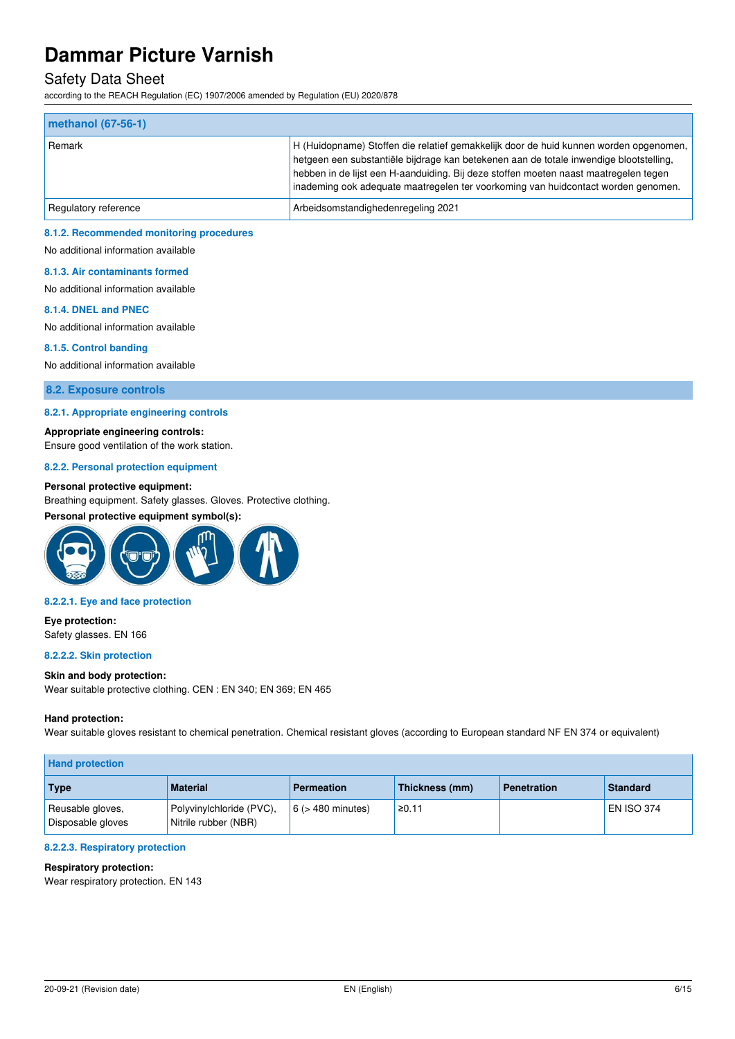| methanol (67-56-1) | |
|---|---|
| Remark | H (Huidopname) Stoffen die relatief gemakkelijk door de huid kunnen worden opgenomen, hetgeen een substantiële bijdrage kan betekenen aan de totale inwendige blootstelling, hebben in de lijst een H-aanduiding. Bij deze stoffen moeten naast maatregelen tegen inademing ook adequate maatregelen ter voorkoming van huidcontact worden genomen. |
| Regulatory reference | Arbeidsomstandighedenregeling 2021 |

#### 8.1.2. Recommended monitoring procedures

No additional information available

#### 8.1.3. Air contaminants formed

No additional information available

#### 8.1.4. DNEL and PNEC

No additional information available

#### 8.1.5. Control banding

No additional information available

### 8.2. Exposure controls

#### 8.2.1. Appropriate engineering controls

**Appropriate engineering controls:**
Ensure good ventilation of the work station.

#### 8.2.2. Personal protection equipment

**Personal protective equipment:**
Breathing equipment. Safety glasses. Gloves. Protective clothing.

**Personal protective equipment symbol(s):**

#### 8.2.2.1. Eye and face protection

**Eye protection:**
Safety glasses. EN 166

#### 8.2.2.2. Skin protection

**Skin and body protection:**
Wear suitable protective clothing. CEN : EN 340; EN 369; EN 465

**Hand protection:**
Wear suitable gloves resistant to chemical penetration. Chemical resistant gloves (according to European standard NF EN 374 or equivalent)

| Hand protection | | | | | |
|---|---|---|---|---|---|
| **Type** | **Material** | **Permeation** | **Thickness (mm)** | **Penetration** | **Standard** |
| Reusable gloves, Disposable gloves | Polyvinylchloride (PVC), Nitrile rubber (NBR) | 6 (> 480 minutes) | ≥0.11 | | EN ISO 374 |

#### 8.2.2.3. Respiratory protection

**Respiratory protection:**
Wear respiratory protection. EN 143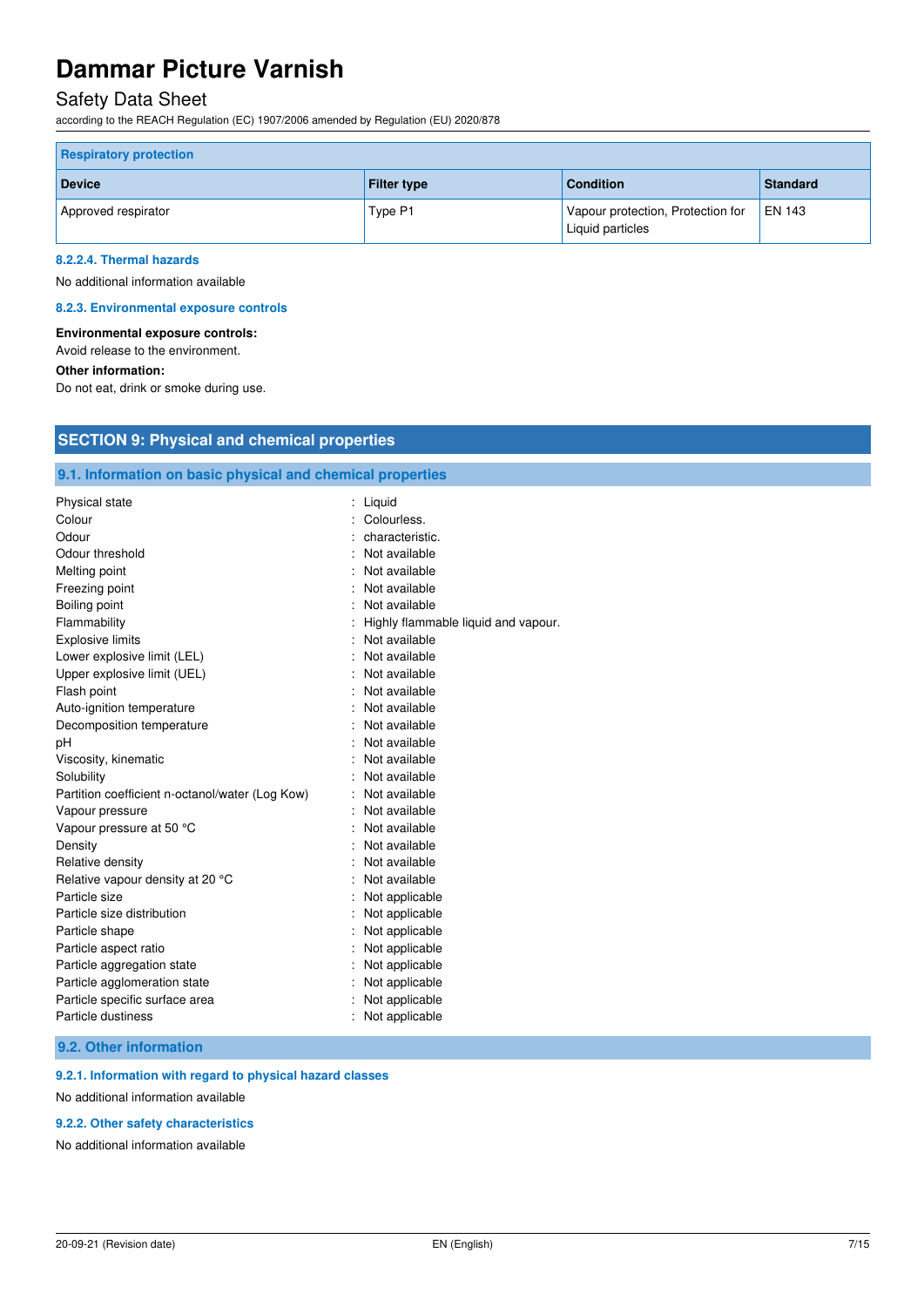| Respiratory protection | | | |
|---|---|---|---|
| **Device** | **Filter type** | **Condition** | **Standard** |
| Approved respirator | Type P1 | Vapour protection, Protection for Liquid particles | EN 143 |

#### 8.2.2.4. Thermal hazards

No additional information available

#### 8.2.3. Environmental exposure controls

**Environmental exposure controls:**
Avoid release to the environment.

**Other information:**
Do not eat, drink or smoke during use.

## SECTION 9: Physical and chemical properties

### 9.1. Information on basic physical and chemical properties

| | |
|---|---|
| Physical state | : Liquid |
| Colour | : Colourless. |
| Odour | : characteristic. |
| Odour threshold | : Not available |
| Melting point | : Not available |
| Freezing point | : Not available |
| Boiling point | : Not available |
| Flammability | : Highly flammable liquid and vapour. |
| Explosive limits | : Not available |
| Lower explosive limit (LEL) | : Not available |
| Upper explosive limit (UEL) | : Not available |
| Flash point | : Not available |
| Auto-ignition temperature | : Not available |
| Decomposition temperature | : Not available |
| pH | : Not available |
| Viscosity, kinematic | : Not available |
| Solubility | : Not available |
| Partition coefficient n-octanol/water (Log Kow) | : Not available |
| Vapour pressure | : Not available |
| Vapour pressure at 50 °C | : Not available |
| Density | : Not available |
| Relative density | : Not available |
| Relative vapour density at 20 °C | : Not available |
| Particle size | : Not applicable |
| Particle size distribution | : Not applicable |
| Particle shape | : Not applicable |
| Particle aspect ratio | : Not applicable |
| Particle aggregation state | : Not applicable |
| Particle agglomeration state | : Not applicable |
| Particle specific surface area | : Not applicable |
| Particle dustiness | : Not applicable |

### 9.2. Other information

#### 9.2.1. Information with regard to physical hazard classes

No additional information available

#### 9.2.2. Other safety characteristics

No additional information available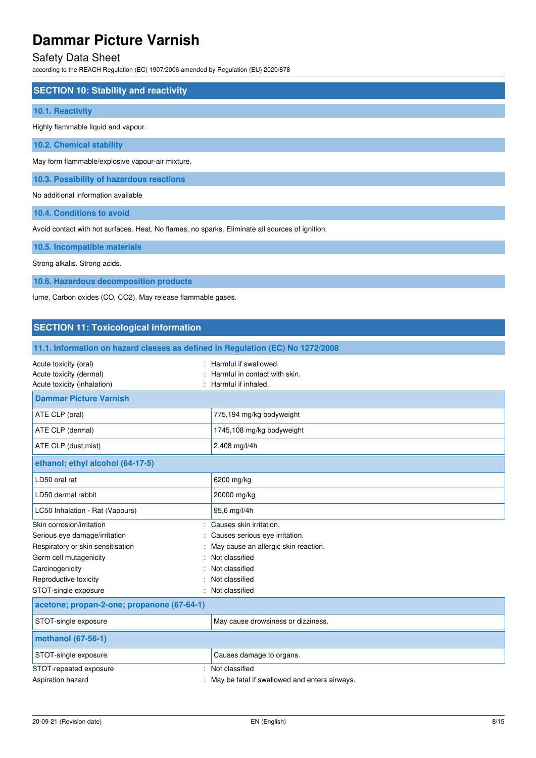## SECTION 10: Stability and reactivity

### 10.1. Reactivity

Highly flammable liquid and vapour.

### 10.2. Chemical stability

May form flammable/explosive vapour-air mixture.

### 10.3. Possibility of hazardous reactions

No additional information available

### 10.4. Conditions to avoid

Avoid contact with hot surfaces. Heat. No flames, no sparks. Eliminate all sources of ignition.

### 10.5. Incompatible materials

Strong alkalis. Strong acids.

### 10.6. Hazardous decomposition products

fume. Carbon oxides (CO, $CO_2$). May release flammable gases.

## SECTION 11: Toxicological information

### 11.1. Information on hazard classes as defined in Regulation (EC) No 1272/2008

Acute toxicity (oral) : Harmful if swallowed.
Acute toxicity (dermal) : Harmful in contact with skin.
Acute toxicity (inhalation) : Harmful if inhaled.

| Dammar Picture Varnish | |
|---|---|
| ATE CLP (oral) | 775,194 mg/kg bodyweight |
| ATE CLP (dermal) | 1745,108 mg/kg bodyweight |
| ATE CLP (dust,mist) | 2,408 mg/l/4h |

| ethanol; ethyl alcohol (64-17-5) | |
|---|---|
| LD50 oral rat | 6200 mg/kg |
| LD50 dermal rabbit | 20000 mg/kg |
| LC50 Inhalation - Rat (Vapours) | 95,6 mg/l/4h |

Skin corrosion/irritation : Causes skin irritation.
Serious eye damage/irritation : Causes serious eye irritation.
Respiratory or skin sensitisation : May cause an allergic skin reaction.
Germ cell mutagenicity : Not classified
Carcinogenicity : Not classified
Reproductive toxicity : Not classified
STOT-single exposure : Not classified

| acetone; propan-2-one; propanone (67-64-1) | |
|---|---|
| STOT-single exposure | May cause drowsiness or dizziness. |

| methanol (67-56-1) | |
|---|---|
| STOT-single exposure | Causes damage to organs. |

STOT-repeated exposure : Not classified
Aspiration hazard : May be fatal if swallowed and enters airways.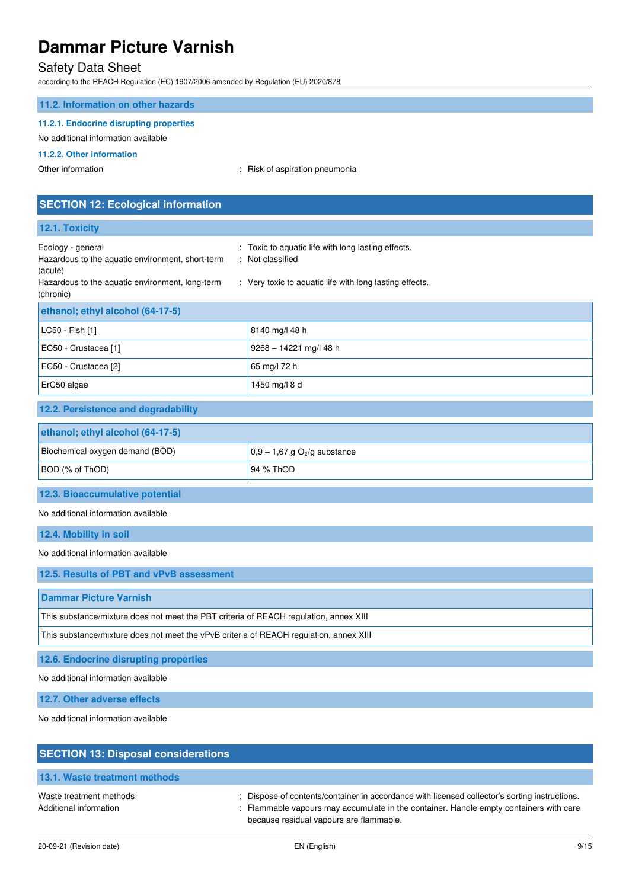### 11.2. Information on other hazards

#### 11.2.1. Endocrine disrupting properties

No additional information available

#### 11.2.2. Other information

Other information : Risk of aspiration pneumonia

## SECTION 12: Ecological information

### 12.1. Toxicity

Ecology - general : Toxic to aquatic life with long lasting effects.

Hazardous to the aquatic environment, short-term (acute) : Not classified

Hazardous to the aquatic environment, long-term (chronic) : Very toxic to aquatic life with long lasting effects.

| ethanol; ethyl alcohol (64-17-5) | |
|---|---|
| LC50 - Fish [1] | 8140 mg/l 48 h |
| EC50 - Crustacea [1] | 9268 – 14221 mg/l 48 h |
| EC50 - Crustacea [2] | 65 mg/l 72 h |
| ErC50 algae | 1450 mg/l 8 d |

### 12.2. Persistence and degradability

| ethanol; ethyl alcohol (64-17-5) | |
|---|---|
| Biochemical oxygen demand (BOD) | 0,9 – 1,67 g $O_2$/g substance |
| BOD (% of ThOD) | 94 % ThOD |

### 12.3. Bioaccumulative potential

No additional information available

### 12.4. Mobility in soil

No additional information available

### 12.5. Results of PBT and vPvB assessment

| Dammar Picture Varnish |
|---|
| This substance/mixture does not meet the PBT criteria of REACH regulation, annex XIII |
| This substance/mixture does not meet the vPvB criteria of REACH regulation, annex XIII |

### 12.6. Endocrine disrupting properties

No additional information available

### 12.7. Other adverse effects

No additional information available

## SECTION 13: Disposal considerations

### 13.1. Waste treatment methods

Waste treatment methods : Dispose of contents/container in accordance with licensed collector's sorting instructions.

Additional information : Flammable vapours may accumulate in the container. Handle empty containers with care because residual vapours are flammable.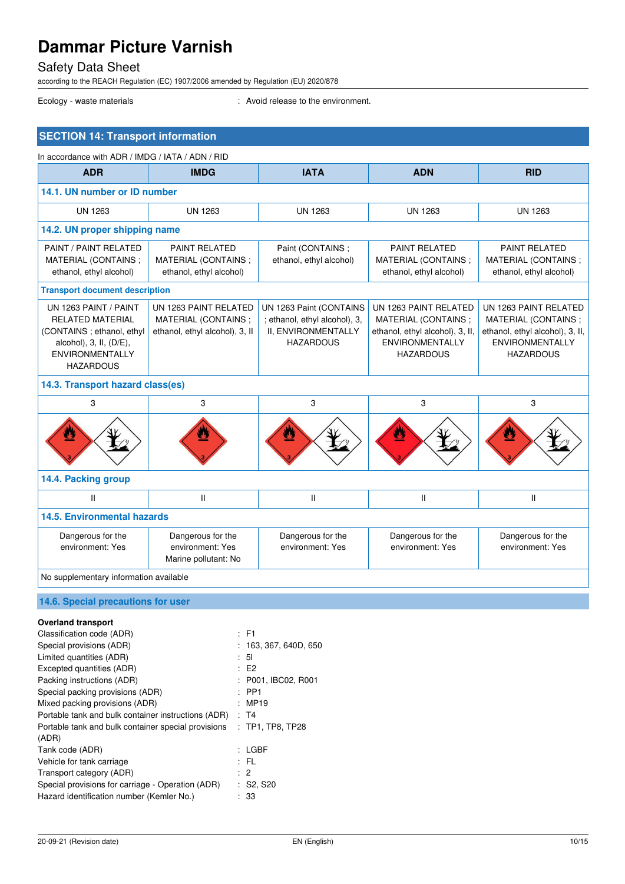Ecology - waste materials : Avoid release to the environment.

## SECTION 14: Transport information

In accordance with ADR / IMDG / IATA / ADN / RID

| ADR | IMDG | IATA | ADN | RID |
|---|---|---|---|---|
| **14.1. UN number or ID number** | | | | |
| UN 1263 | UN 1263 | UN 1263 | UN 1263 | UN 1263 |
| **14.2. UN proper shipping name** | | | | |
| PAINT / PAINT RELATED MATERIAL (CONTAINS ; ethanol, ethyl alcohol) | PAINT RELATED MATERIAL (CONTAINS ; ethanol, ethyl alcohol) | Paint (CONTAINS ; ethanol, ethyl alcohol) | PAINT RELATED MATERIAL (CONTAINS ; ethanol, ethyl alcohol) | PAINT RELATED MATERIAL (CONTAINS ; ethanol, ethyl alcohol) |
| **Transport document description** | | | | |
| UN 1263 PAINT / PAINT RELATED MATERIAL (CONTAINS ; ethanol, ethyl alcohol), 3, II, (D/E), ENVIRONMENTALLY HAZARDOUS | UN 1263 PAINT RELATED MATERIAL (CONTAINS ; ethanol, ethyl alcohol), 3, II | UN 1263 Paint (CONTAINS ; ethanol, ethyl alcohol), 3, II, ENVIRONMENTALLY HAZARDOUS | UN 1263 PAINT RELATED MATERIAL (CONTAINS ; ethanol, ethyl alcohol), 3, II, ENVIRONMENTALLY HAZARDOUS | UN 1263 PAINT RELATED MATERIAL (CONTAINS ; ethanol, ethyl alcohol), 3, II, ENVIRONMENTALLY HAZARDOUS |
| **14.3. Transport hazard class(es)** | | | | |
| 3 | 3 | 3 | 3 | 3 |
| **14.4. Packing group** | | | | |
| II | II | II | II | II |
| **14.5. Environmental hazards** | | | | |
| Dangerous for the environment: Yes | Dangerous for the environment: Yes<br>Marine pollutant: No | Dangerous for the environment: Yes | Dangerous for the environment: Yes | Dangerous for the environment: Yes |

No supplementary information available

### 14.6. Special precautions for user

**Overland transport**

Classification code (ADR) : F1

Special provisions (ADR) : 163, 367, 640D, 650

Limited quantities (ADR) : 5l

Excepted quantities (ADR) : E2

Packing instructions (ADR) : P001, IBC02, R001

Special packing provisions (ADR) : PP1

Mixed packing provisions (ADR) : MP19

Portable tank and bulk container instructions (ADR) : T4

Portable tank and bulk container special provisions (ADR) : TP1, TP8, TP28

Tank code (ADR) : LGBF

Vehicle for tank carriage : FL

Transport category (ADR) : 2

Special provisions for carriage - Operation (ADR) : S2, S20

Hazard identification number (Kemler No.) : 33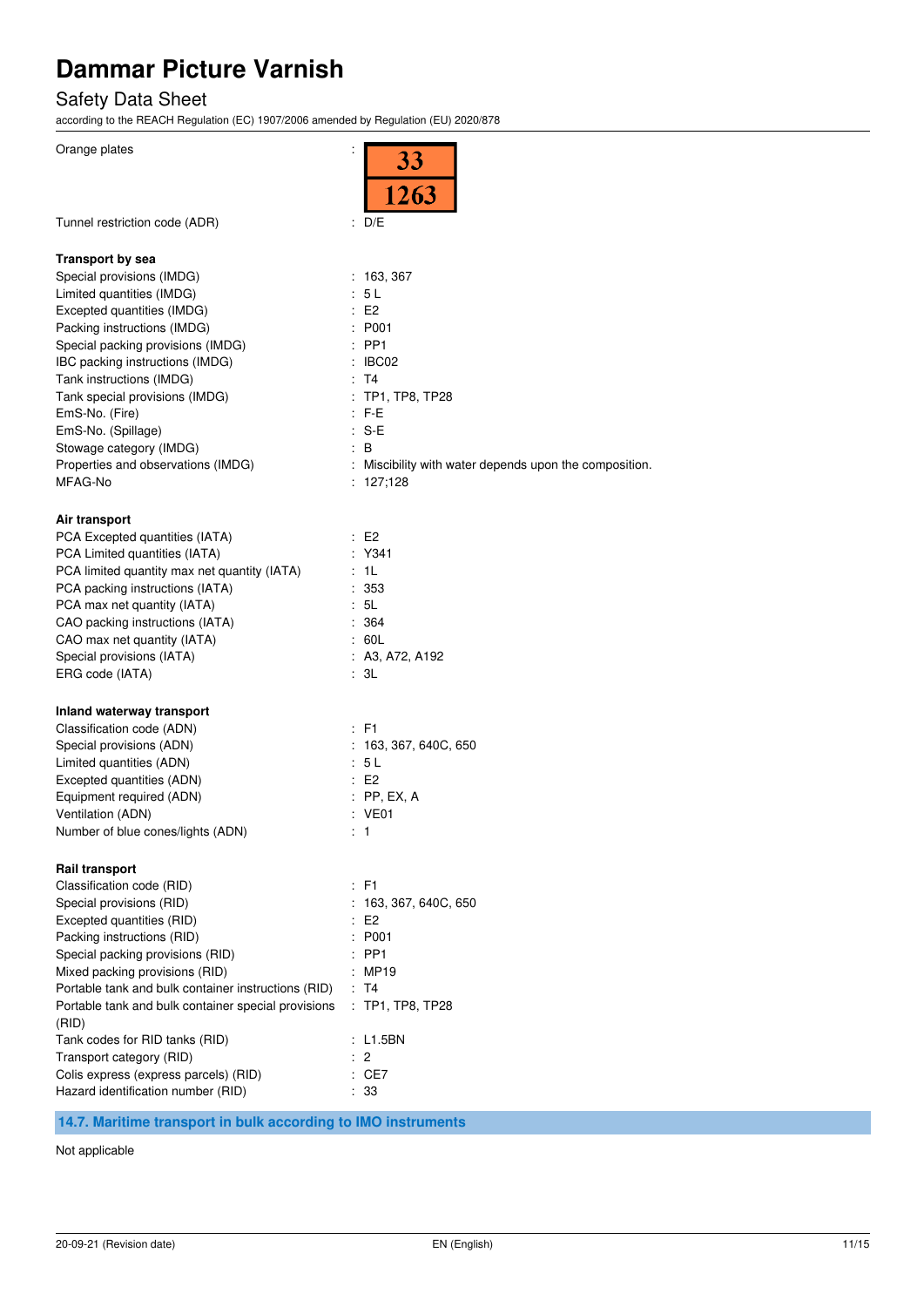Orange plates : 33 / 1263

Tunnel restriction code (ADR) : D/E

**Transport by sea**

Special provisions (IMDG) : 163, 367
Limited quantities (IMDG) : 5 L
Excepted quantities (IMDG) : E2
Packing instructions (IMDG) : P001
Special packing provisions (IMDG) : PP1
IBC packing instructions (IMDG) : IBC02
Tank instructions (IMDG) : T4
Tank special provisions (IMDG) : TP1, TP8, TP28
EmS-No. (Fire) : F-E
EmS-No. (Spillage) : S-E
Stowage category (IMDG) : B
Properties and observations (IMDG) : Miscibility with water depends upon the composition.
MFAG-No : 127;128

**Air transport**

PCA Excepted quantities (IATA) : E2
PCA Limited quantities (IATA) : Y341
PCA limited quantity max net quantity (IATA) : 1L
PCA packing instructions (IATA) : 353
PCA max net quantity (IATA) : 5L
CAO packing instructions (IATA) : 364
CAO max net quantity (IATA) : 60L
Special provisions (IATA) : A3, A72, A192
ERG code (IATA) : 3L

**Inland waterway transport**

Classification code (ADN) : F1
Special provisions (ADN) : 163, 367, 640C, 650
Limited quantities (ADN) : 5 L
Excepted quantities (ADN) : E2
Equipment required (ADN) : PP, EX, A
Ventilation (ADN) : VE01
Number of blue cones/lights (ADN) : 1

**Rail transport**

Classification code (RID) : F1
Special provisions (RID) : 163, 367, 640C, 650
Excepted quantities (RID) : E2
Packing instructions (RID) : P001
Special packing provisions (RID) : PP1
Mixed packing provisions (RID) : MP19
Portable tank and bulk container instructions (RID) : T4
Portable tank and bulk container special provisions (RID) : TP1, TP8, TP28
Tank codes for RID tanks (RID) : L1.5BN
Transport category (RID) : 2
Colis express (express parcels) (RID) : CE7
Hazard identification number (RID) : 33

## 14.7. Maritime transport in bulk according to IMO instruments

Not applicable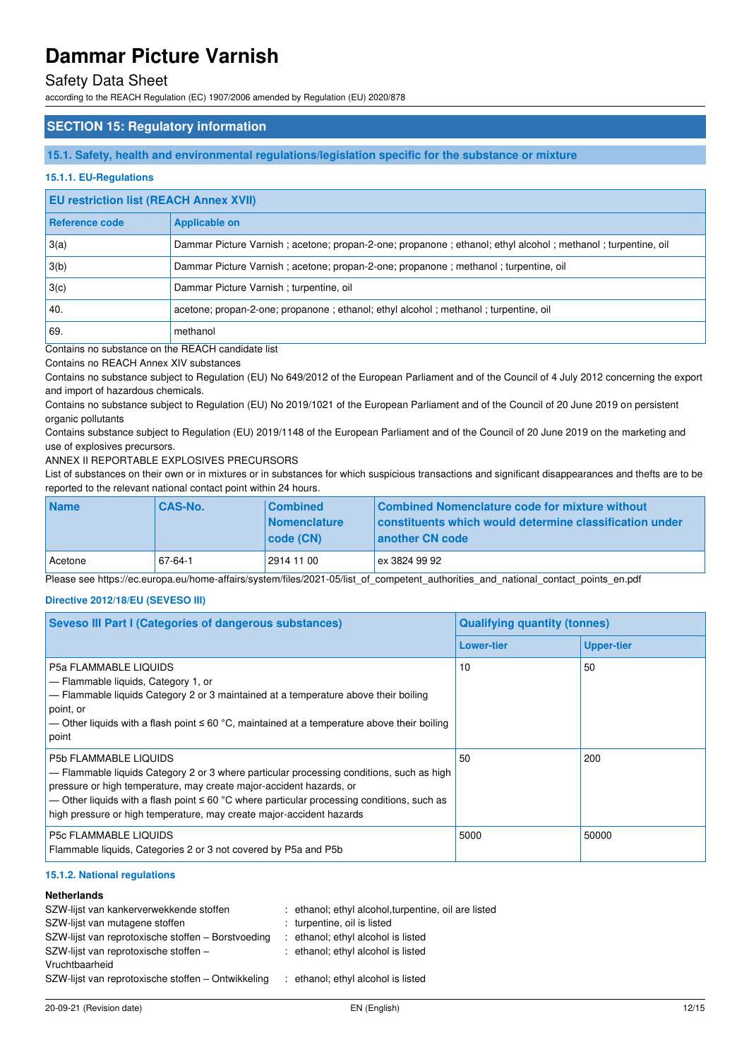# Dammar Picture Varnish

## Safety Data Sheet

according to the REACH Regulation (EC) 1907/2006 amended by Regulation (EU) 2020/878

## SECTION 15: Regulatory information

### 15.1. Safety, health and environmental regulations/legislation specific for the substance or mixture

#### 15.1.1. EU-Regulations

| EU restriction list (REACH Annex XVII) | |
|---|---|
| **Reference code** | **Applicable on** |
| 3(a) | Dammar Picture Varnish ; acetone; propan-2-one; propanone ; ethanol; ethyl alcohol ; methanol ; turpentine, oil |
| 3(b) | Dammar Picture Varnish ; acetone; propan-2-one; propanone ; methanol ; turpentine, oil |
| 3(c) | Dammar Picture Varnish ; turpentine, oil |
| 40. | acetone; propan-2-one; propanone ; ethanol; ethyl alcohol ; methanol ; turpentine, oil |
| 69. | methanol |

Contains no substance on the REACH candidate list

Contains no REACH Annex XIV substances

Contains no substance subject to Regulation (EU) No 649/2012 of the European Parliament and of the Council of 4 July 2012 concerning the export and import of hazardous chemicals.

Contains no substance subject to Regulation (EU) No 2019/1021 of the European Parliament and of the Council of 20 June 2019 on persistent organic pollutants

Contains substance subject to Regulation (EU) 2019/1148 of the European Parliament and of the Council of 20 June 2019 on the marketing and use of explosives precursors.

ANNEX II REPORTABLE EXPLOSIVES PRECURSORS

List of substances on their own or in mixtures or in substances for which suspicious transactions and significant disappearances and thefts are to be reported to the relevant national contact point within 24 hours.

| Name | CAS-No. | Combined Nomenclature code (CN) | Combined Nomenclature code for mixture without constituents which would determine classification under another CN code |
|---|---|---|---|
| Acetone | 67-64-1 | 2914 11 00 | ex 3824 99 92 |

Please see https://ec.europa.eu/home-affairs/system/files/2021-05/list_of_competent_authorities_and_national_contact_points_en.pdf

#### Directive 2012/18/EU (SEVESO III)

| Seveso III Part I (Categories of dangerous substances) | Qualifying quantity (tonnes) | |
|---|---|---|
| | **Lower-tier** | **Upper-tier** |
| P5a FLAMMABLE LIQUIDS<br>— Flammable liquids, Category 1, or<br>— Flammable liquids Category 2 or 3 maintained at a temperature above their boiling point, or<br>— Other liquids with a flash point ≤ 60 °C, maintained at a temperature above their boiling point | 10 | 50 |
| P5b FLAMMABLE LIQUIDS<br>— Flammable liquids Category 2 or 3 where particular processing conditions, such as high pressure or high temperature, may create major-accident hazards, or<br>— Other liquids with a flash point ≤ 60 °C where particular processing conditions, such as high pressure or high temperature, may create major-accident hazards | 50 | 200 |
| P5c FLAMMABLE LIQUIDS<br>Flammable liquids, Categories 2 or 3 not covered by P5a and P5b | 5000 | 50000 |

#### 15.1.2. National regulations

**Netherlands**

| | |
|---|---|
| SZW-lijst van kankerverwekkende stoffen | : ethanol; ethyl alcohol,turpentine, oil are listed |
| SZW-lijst van mutagene stoffen | : turpentine, oil is listed |
| SZW-lijst van reprotoxische stoffen – Borstvoeding | : ethanol; ethyl alcohol is listed |
| SZW-lijst van reprotoxische stoffen – Vruchtbaarheid | : ethanol; ethyl alcohol is listed |
| SZW-lijst van reprotoxische stoffen – Ontwikkeling | : ethanol; ethyl alcohol is listed |

20-09-21 (Revision date) EN (English)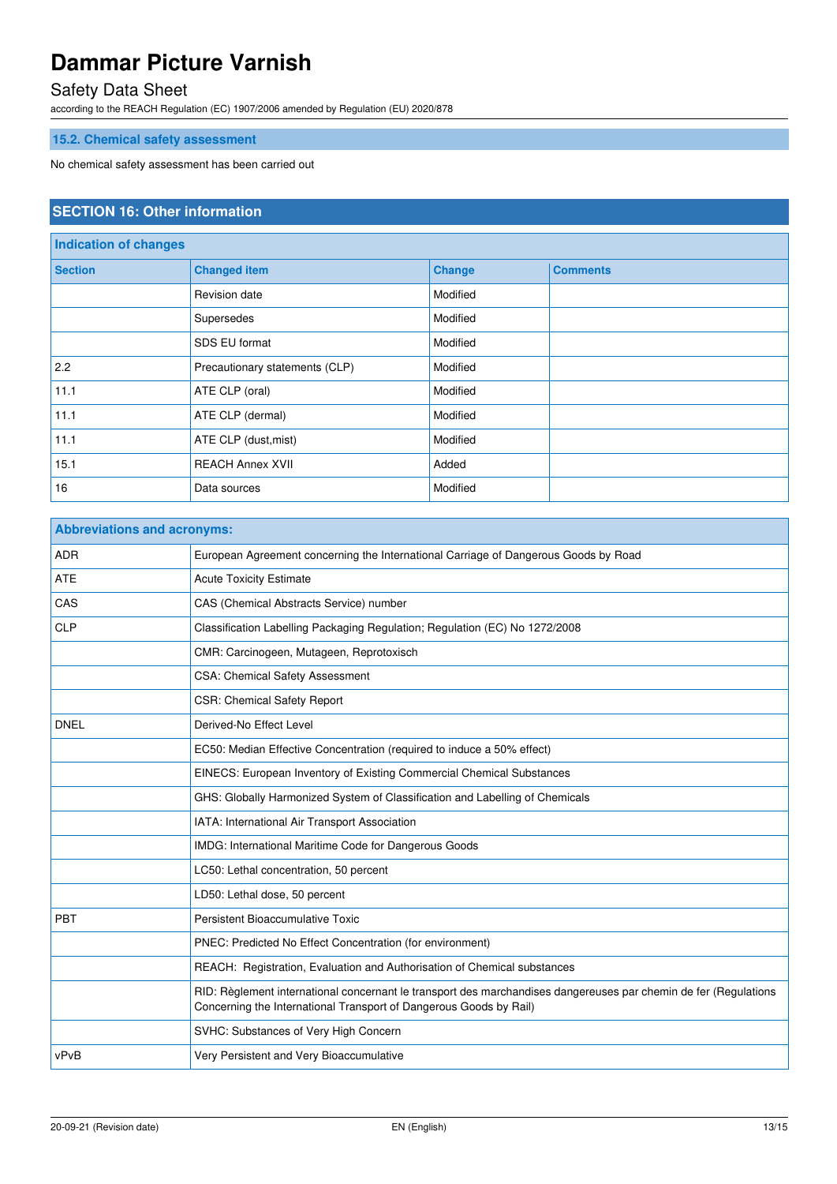### 15.2. Chemical safety assessment

No chemical safety assessment has been carried out

## SECTION 16: Other information

| Indication of changes | | | |
|---|---|---|---|
| **Section** | **Changed item** | **Change** | **Comments** |
| | Revision date | Modified | |
| | Supersedes | Modified | |
| | SDS EU format | Modified | |
| 2.2 | Precautionary statements (CLP) | Modified | |
| 11.1 | ATE CLP (oral) | Modified | |
| 11.1 | ATE CLP (dermal) | Modified | |
| 11.1 | ATE CLP (dust,mist) | Modified | |
| 15.1 | REACH Annex XVII | Added | |
| 16 | Data sources | Modified | |

| Abbreviations and acronyms: | |
|---|---|
| ADR | European Agreement concerning the International Carriage of Dangerous Goods by Road |
| ATE | Acute Toxicity Estimate |
| CAS | CAS (Chemical Abstracts Service) number |
| CLP | Classification Labelling Packaging Regulation; Regulation (EC) No 1272/2008 |
| | CMR: Carcinogeen, Mutageen, Reprotoxisch |
| | CSA: Chemical Safety Assessment |
| | CSR: Chemical Safety Report |
| DNEL | Derived-No Effect Level |
| | EC50: Median Effective Concentration (required to induce a 50% effect) |
| | EINECS: European Inventory of Existing Commercial Chemical Substances |
| | GHS: Globally Harmonized System of Classification and Labelling of Chemicals |
| | IATA: International Air Transport Association |
| | IMDG: International Maritime Code for Dangerous Goods |
| | LC50: Lethal concentration, 50 percent |
| | LD50: Lethal dose, 50 percent |
| PBT | Persistent Bioaccumulative Toxic |
| | PNEC: Predicted No Effect Concentration (for environment) |
| | REACH: Registration, Evaluation and Authorisation of Chemical substances |
| | RID: Règlement international concernant le transport des marchandises dangereuses par chemin de fer (Regulations Concerning the International Transport of Dangerous Goods by Rail) |
| | SVHC: Substances of Very High Concern |
| vPvB | Very Persistent and Very Bioaccumulative |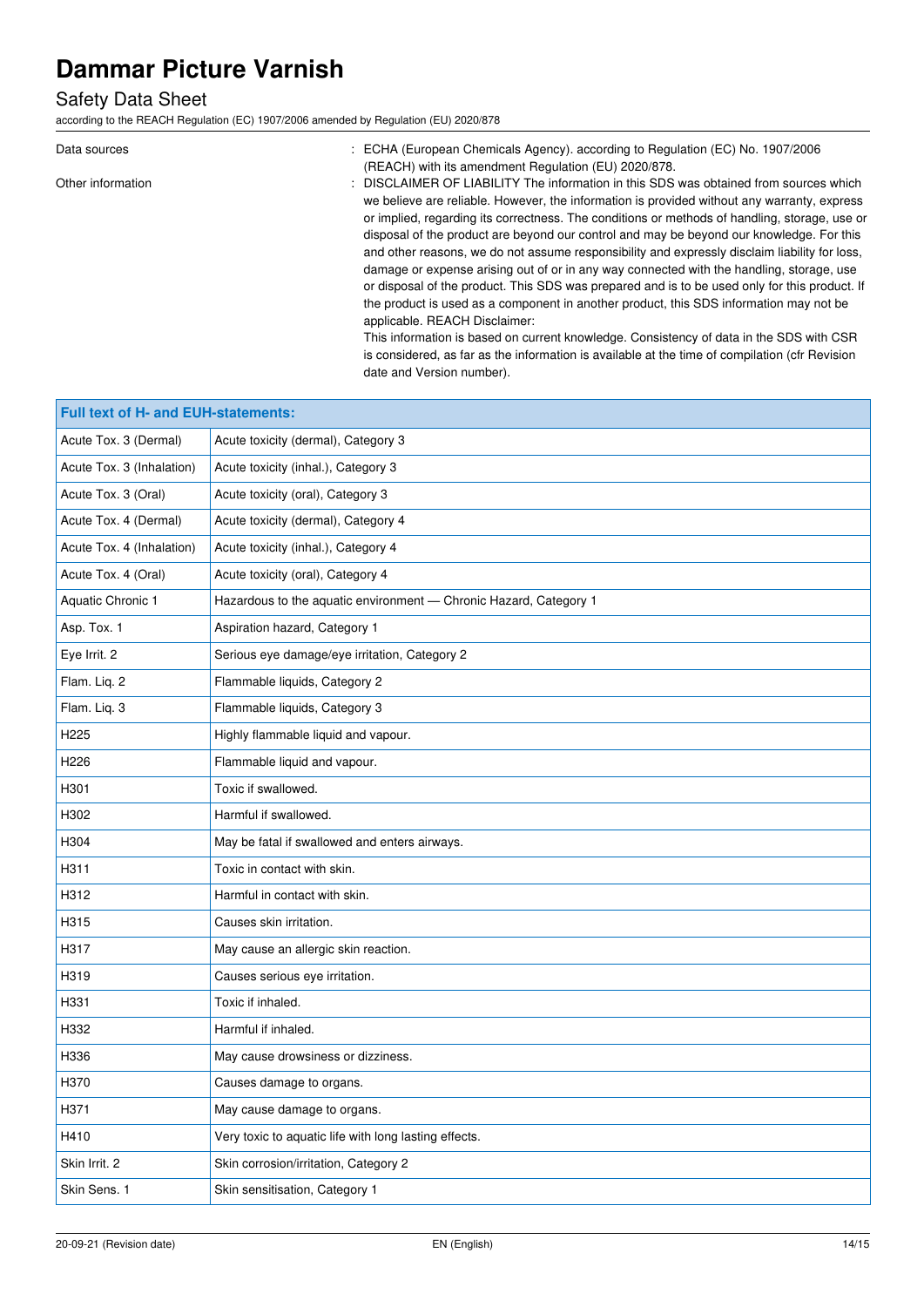| | |
|---|---|
| Data sources | : ECHA (European Chemicals Agency). according to Regulation (EC) No. 1907/2006 (REACH) with its amendment Regulation (EU) 2020/878. |
| Other information | : DISCLAIMER OF LIABILITY The information in this SDS was obtained from sources which we believe are reliable. However, the information is provided without any warranty, express or implied, regarding its correctness. The conditions or methods of handling, storage, use or disposal of the product are beyond our control and may be beyond our knowledge. For this and other reasons, we do not assume responsibility and expressly disclaim liability for loss, damage or expense arising out of or in any way connected with the handling, storage, use or disposal of the product. This SDS was prepared and is to be used only for this product. If the product is used as a component in another product, this SDS information may not be applicable. REACH Disclaimer: This information is based on current knowledge. Consistency of data in the SDS with CSR is considered, as far as the information is available at the time of compilation (cfr Revision date and Version number). |

| Full text of H- and EUH-statements: | |
|---|---|
| Acute Tox. 3 (Dermal) | Acute toxicity (dermal), Category 3 |
| Acute Tox. 3 (Inhalation) | Acute toxicity (inhal.), Category 3 |
| Acute Tox. 3 (Oral) | Acute toxicity (oral), Category 3 |
| Acute Tox. 4 (Dermal) | Acute toxicity (dermal), Category 4 |
| Acute Tox. 4 (Inhalation) | Acute toxicity (inhal.), Category 4 |
| Acute Tox. 4 (Oral) | Acute toxicity (oral), Category 4 |
| Aquatic Chronic 1 | Hazardous to the aquatic environment — Chronic Hazard, Category 1 |
| Asp. Tox. 1 | Aspiration hazard, Category 1 |
| Eye Irrit. 2 | Serious eye damage/eye irritation, Category 2 |
| Flam. Liq. 2 | Flammable liquids, Category 2 |
| Flam. Liq. 3 | Flammable liquids, Category 3 |
| H225 | Highly flammable liquid and vapour. |
| H226 | Flammable liquid and vapour. |
| H301 | Toxic if swallowed. |
| H302 | Harmful if swallowed. |
| H304 | May be fatal if swallowed and enters airways. |
| H311 | Toxic in contact with skin. |
| H312 | Harmful in contact with skin. |
| H315 | Causes skin irritation. |
| H317 | May cause an allergic skin reaction. |
| H319 | Causes serious eye irritation. |
| H331 | Toxic if inhaled. |
| H332 | Harmful if inhaled. |
| H336 | May cause drowsiness or dizziness. |
| H370 | Causes damage to organs. |
| H371 | May cause damage to organs. |
| H410 | Very toxic to aquatic life with long lasting effects. |
| Skin Irrit. 2 | Skin corrosion/irritation, Category 2 |
| Skin Sens. 1 | Skin sensitisation, Category 1 |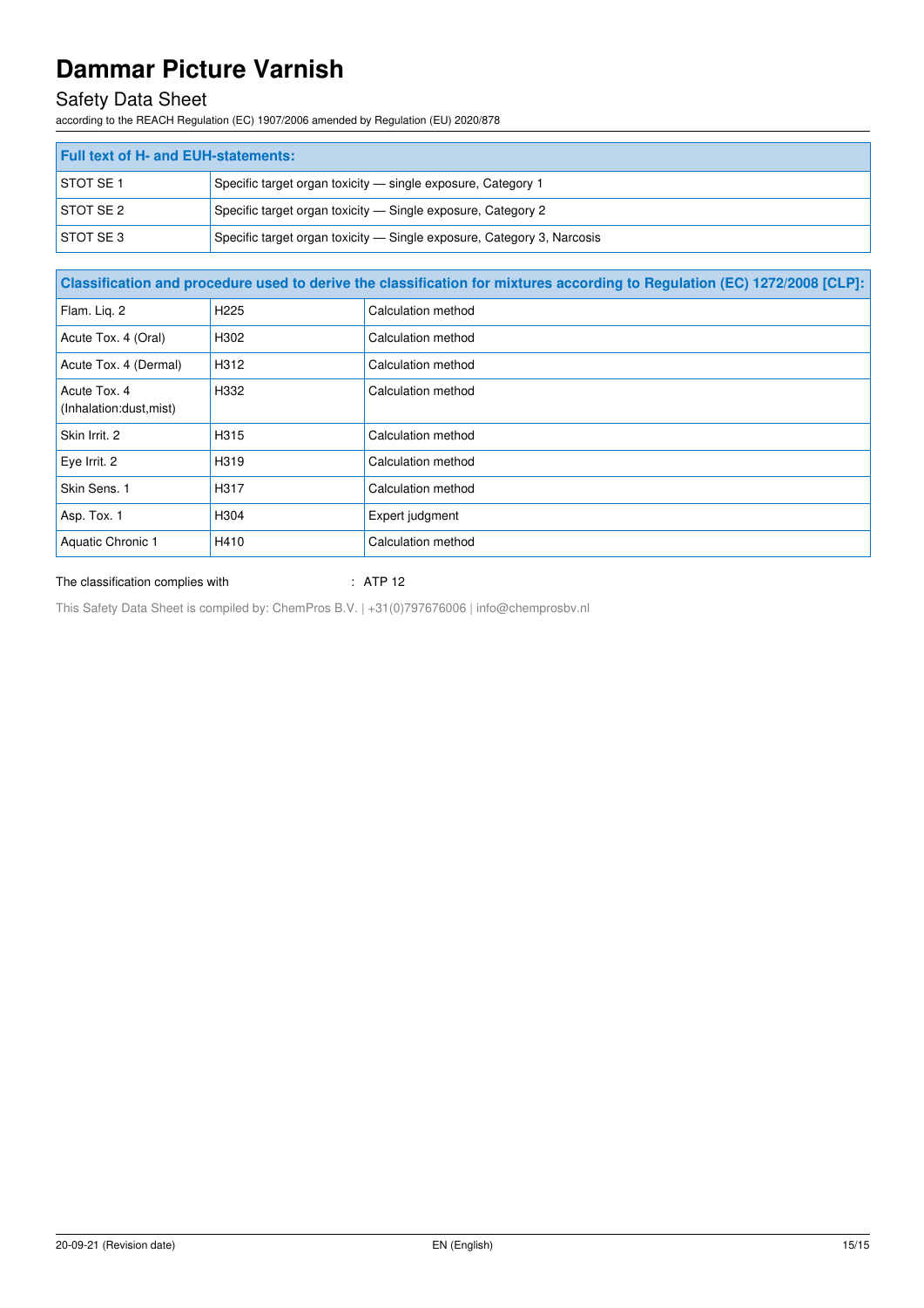| Full text of H- and EUH-statements: | |
|---|---|
| STOT SE 1 | Specific target organ toxicity — single exposure, Category 1 |
| STOT SE 2 | Specific target organ toxicity — Single exposure, Category 2 |
| STOT SE 3 | Specific target organ toxicity — Single exposure, Category 3, Narcosis |

| Classification and procedure used to derive the classification for mixtures according to Regulation (EC) 1272/2008 [CLP]: | | |
|---|---|---|
| Flam. Liq. 2 | H225 | Calculation method |
| Acute Tox. 4 (Oral) | H302 | Calculation method |
| Acute Tox. 4 (Dermal) | H312 | Calculation method |
| Acute Tox. 4 (Inhalation:dust,mist) | H332 | Calculation method |
| Skin Irrit. 2 | H315 | Calculation method |
| Eye Irrit. 2 | H319 | Calculation method |
| Skin Sens. 1 | H317 | Calculation method |
| Asp. Tox. 1 | H304 | Expert judgment |
| Aquatic Chronic 1 | H410 | Calculation method |

The classification complies with : ATP 12

This Safety Data Sheet is compiled by: ChemPros B.V. | +31(0)797676006 | info@chemprosbv.nl